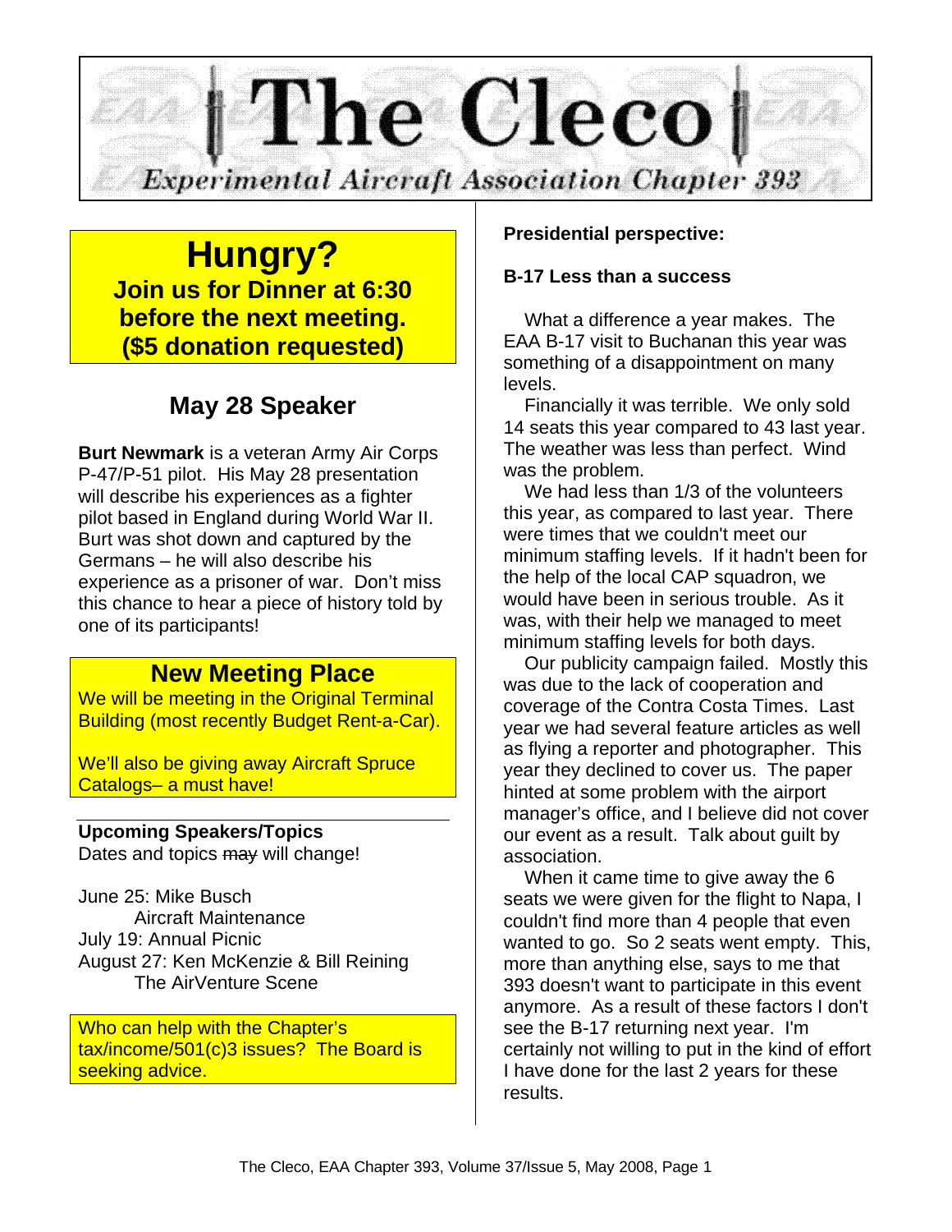# The Cleco

*Experimental Aircraft Association Chapter 393*

## Hungry?

**Join us for Dinner at 6:30 before the next meeting. ($5 donation requested)**

## May 28 Speaker

**Burt Newmark** is a veteran Army Air Corps P-47/P-51 pilot. His May 28 presentation will describe his experiences as a fighter pilot based in England during World War II. Burt was shot down and captured by the Germans – he will also describe his experience as a prisoner of war. Don't miss this chance to hear a piece of history told by one of its participants!

## New Meeting Place

We will be meeting in the Original Terminal Building (most recently Budget Rent-a-Car).

We'll also be giving away Aircraft Spruce Catalogs– a must have!

**Upcoming Speakers/Topics**

Dates and topics ~~may~~ will change!

June 25: Mike Busch
Aircraft Maintenance

July 19: Annual Picnic

August 27: Ken McKenzie & Bill Reining
The AirVenture Scene

Who can help with the Chapter's tax/income/501(c)3 issues? The Board is seeking advice.

**Presidential perspective:**

**B-17 Less than a success**

What a difference a year makes. The EAA B-17 visit to Buchanan this year was something of a disappointment on many levels.

Financially it was terrible. We only sold 14 seats this year compared to 43 last year. The weather was less than perfect. Wind was the problem.

We had less than 1/3 of the volunteers this year, as compared to last year. There were times that we couldn't meet our minimum staffing levels. If it hadn't been for the help of the local CAP squadron, we would have been in serious trouble. As it was, with their help we managed to meet minimum staffing levels for both days.

Our publicity campaign failed. Mostly this was due to the lack of cooperation and coverage of the Contra Costa Times. Last year we had several feature articles as well as flying a reporter and photographer. This year they declined to cover us. The paper hinted at some problem with the airport manager's office, and I believe did not cover our event as a result. Talk about guilt by association.

When it came time to give away the 6 seats we were given for the flight to Napa, I couldn't find more than 4 people that even wanted to go. So 2 seats went empty. This, more than anything else, says to me that 393 doesn't want to participate in this event anymore. As a result of these factors I don't see the B-17 returning next year. I'm certainly not willing to put in the kind of effort I have done for the last 2 years for these results.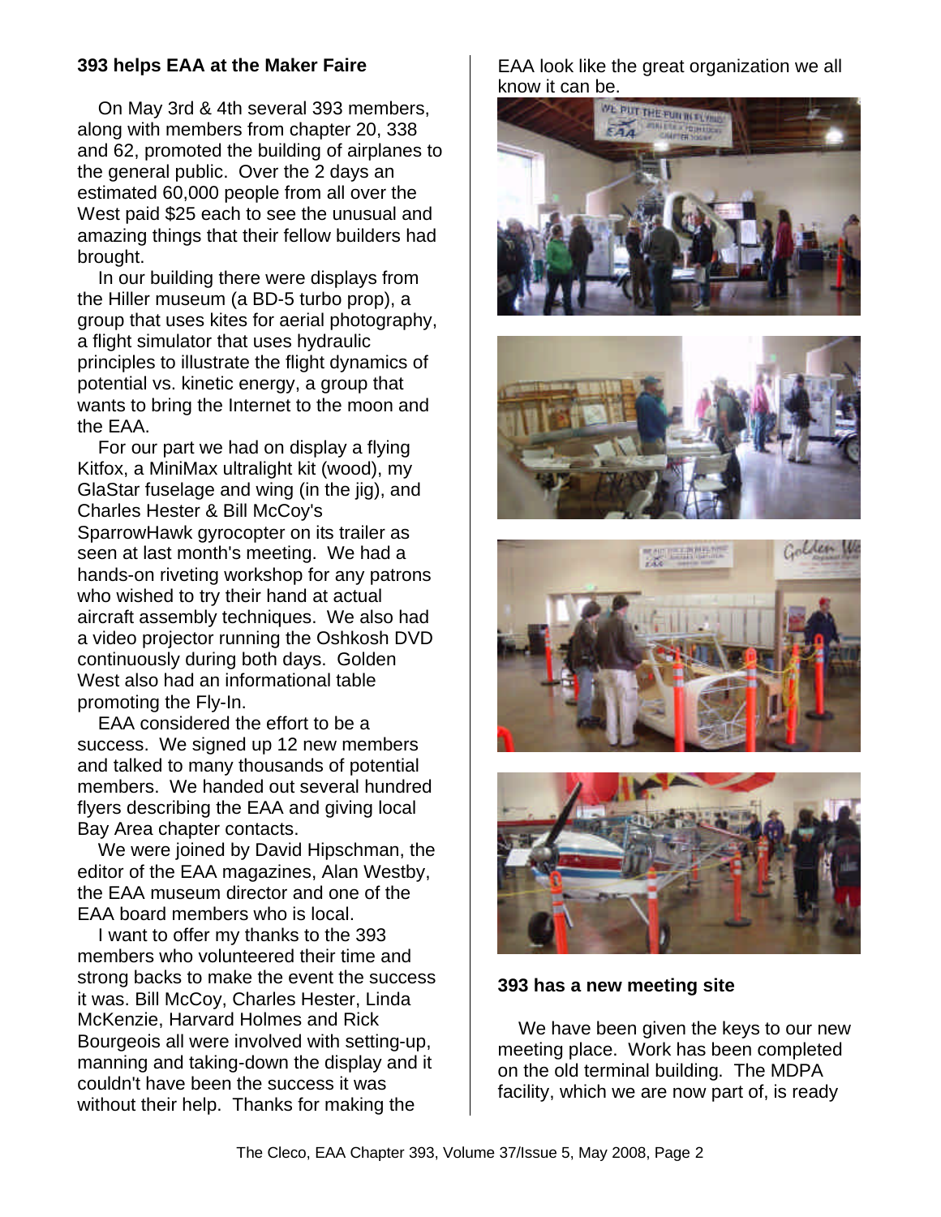## 393 helps EAA at the Maker Faire

On May 3rd & 4th several 393 members, along with members from chapter 20, 338 and 62, promoted the building of airplanes to the general public. Over the 2 days an estimated 60,000 people from all over the West paid $25 each to see the unusual and amazing things that their fellow builders had brought.

In our building there were displays from the Hiller museum (a BD-5 turbo prop), a group that uses kites for aerial photography, a flight simulator that uses hydraulic principles to illustrate the flight dynamics of potential vs. kinetic energy, a group that wants to bring the Internet to the moon and the EAA.

For our part we had on display a flying Kitfox, a MiniMax ultralight kit (wood), my GlaStar fuselage and wing (in the jig), and Charles Hester & Bill McCoy's SparrowHawk gyrocopter on its trailer as seen at last month's meeting. We had a hands-on riveting workshop for any patrons who wished to try their hand at actual aircraft assembly techniques. We also had a video projector running the Oshkosh DVD continuously during both days. Golden West also had an informational table promoting the Fly-In.

EAA considered the effort to be a success. We signed up 12 new members and talked to many thousands of potential members. We handed out several hundred flyers describing the EAA and giving local Bay Area chapter contacts.

We were joined by David Hipschman, the editor of the EAA magazines, Alan Westby, the EAA museum director and one of the EAA board members who is local.

I want to offer my thanks to the 393 members who volunteered their time and strong backs to make the event the success it was. Bill McCoy, Charles Hester, Linda McKenzie, Harvard Holmes and Rick Bourgeois all were involved with setting-up, manning and taking-down the display and it couldn't have been the success it was without their help. Thanks for making the EAA look like the great organization we all know it can be.

## 393 has a new meeting site

We have been given the keys to our new meeting place. Work has been completed on the old terminal building. The MDPA facility, which we are now part of, is ready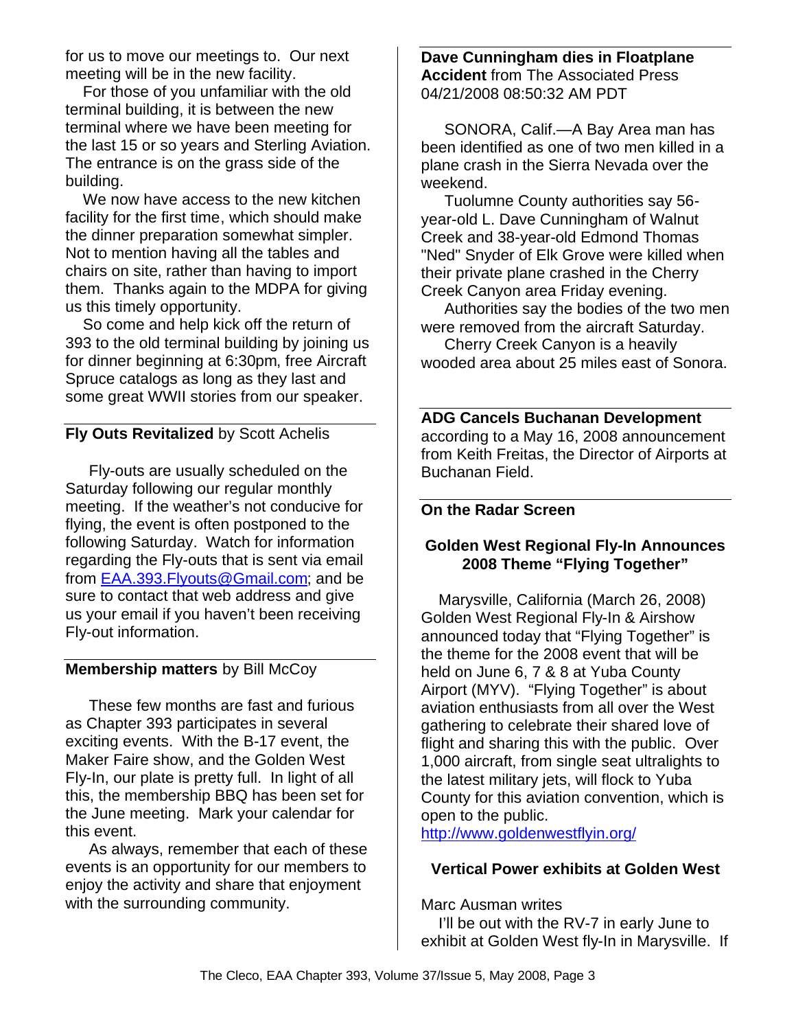for us to move our meetings to. Our next meeting will be in the new facility.

For those of you unfamiliar with the old terminal building, it is between the new terminal where we have been meeting for the last 15 or so years and Sterling Aviation. The entrance is on the grass side of the building.

We now have access to the new kitchen facility for the first time, which should make the dinner preparation somewhat simpler. Not to mention having all the tables and chairs on site, rather than having to import them. Thanks again to the MDPA for giving us this timely opportunity.

So come and help kick off the return of 393 to the old terminal building by joining us for dinner beginning at 6:30pm, free Aircraft Spruce catalogs as long as they last and some great WWII stories from our speaker.

**Fly Outs Revitalized** by Scott Achelis

Fly-outs are usually scheduled on the Saturday following our regular monthly meeting. If the weather's not conducive for flying, the event is often postponed to the following Saturday. Watch for information regarding the Fly-outs that is sent via email from EAA.393.Flyouts@Gmail.com; and be sure to contact that web address and give us your email if you haven't been receiving Fly-out information.

**Membership matters** by Bill McCoy

These few months are fast and furious as Chapter 393 participates in several exciting events. With the B-17 event, the Maker Faire show, and the Golden West Fly-In, our plate is pretty full. In light of all this, the membership BBQ has been set for the June meeting. Mark your calendar for this event.

As always, remember that each of these events is an opportunity for our members to enjoy the activity and share that enjoyment with the surrounding community.

**Dave Cunningham dies in Floatplane Accident** from The Associated Press 04/21/2008 08:50:32 AM PDT

SONORA, Calif.—A Bay Area man has been identified as one of two men killed in a plane crash in the Sierra Nevada over the weekend.

Tuolumne County authorities say 56-year-old L. Dave Cunningham of Walnut Creek and 38-year-old Edmond Thomas "Ned" Snyder of Elk Grove were killed when their private plane crashed in the Cherry Creek Canyon area Friday evening.

Authorities say the bodies of the two men were removed from the aircraft Saturday.

Cherry Creek Canyon is a heavily wooded area about 25 miles east of Sonora.

**ADG Cancels Buchanan Development** according to a May 16, 2008 announcement from Keith Freitas, the Director of Airports at Buchanan Field.

**On the Radar Screen**

**Golden West Regional Fly-In Announces 2008 Theme "Flying Together"**

Marysville, California (March 26, 2008) Golden West Regional Fly-In & Airshow announced today that "Flying Together" is the theme for the 2008 event that will be held on June 6, 7 & 8 at Yuba County Airport (MYV). "Flying Together" is about aviation enthusiasts from all over the West gathering to celebrate their shared love of flight and sharing this with the public. Over 1,000 aircraft, from single seat ultralights to the latest military jets, will flock to Yuba County for this aviation convention, which is open to the public.
http://www.goldenwestflyin.org/

**Vertical Power exhibits at Golden West**

Marc Ausman writes

I'll be out with the RV-7 in early June to exhibit at Golden West fly-In in Marysville. If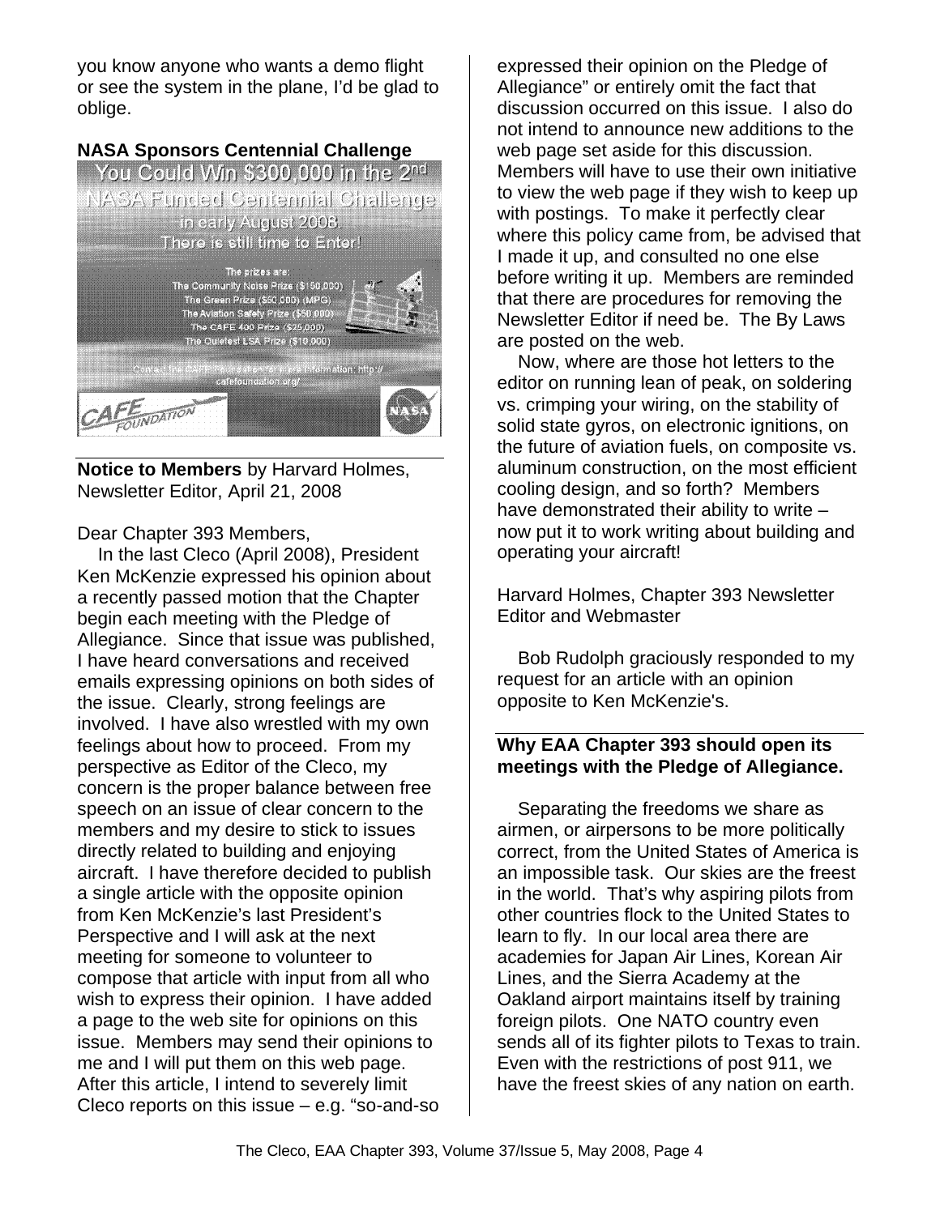you know anyone who wants a demo flight or see the system in the plane, I'd be glad to oblige.

**NASA Sponsors Centennial Challenge**

You Could Win $300,000 in the 2nd NASA Funded Centennial Challenge in early August 2008. There is still time to Enter!

The prizes are:
The Community Noise Prize ($150,000)
The Green Prize ($50,000) (MPG)
The Aviation Safety Prize ($50,000)
The CAFE 400 Prize ($25,000)
The Quietest LSA Prize ($10,000)

Contact the CAFE Foundation for more information: http://cafefoundation.org/

**Notice to Members** by Harvard Holmes, Newsletter Editor, April 21, 2008

Dear Chapter 393 Members,

In the last Cleco (April 2008), President Ken McKenzie expressed his opinion about a recently passed motion that the Chapter begin each meeting with the Pledge of Allegiance. Since that issue was published, I have heard conversations and received emails expressing opinions on both sides of the issue. Clearly, strong feelings are involved. I have also wrestled with my own feelings about how to proceed. From my perspective as Editor of the Cleco, my concern is the proper balance between free speech on an issue of clear concern to the members and my desire to stick to issues directly related to building and enjoying aircraft. I have therefore decided to publish a single article with the opposite opinion from Ken McKenzie's last President's Perspective and I will ask at the next meeting for someone to volunteer to compose that article with input from all who wish to express their opinion. I have added a page to the web site for opinions on this issue. Members may send their opinions to me and I will put them on this web page. After this article, I intend to severely limit Cleco reports on this issue – e.g. "so-and-so expressed their opinion on the Pledge of Allegiance" or entirely omit the fact that discussion occurred on this issue. I also do not intend to announce new additions to the web page set aside for this discussion. Members will have to use their own initiative to view the web page if they wish to keep up with postings. To make it perfectly clear where this policy came from, be advised that I made it up, and consulted no one else before writing it up. Members are reminded that there are procedures for removing the Newsletter Editor if need be. The By Laws are posted on the web.

Now, where are those hot letters to the editor on running lean of peak, on soldering vs. crimping your wiring, on the stability of solid state gyros, on electronic ignitions, on the future of aviation fuels, on composite vs. aluminum construction, on the most efficient cooling design, and so forth? Members have demonstrated their ability to write – now put it to work writing about building and operating your aircraft!

Harvard Holmes, Chapter 393 Newsletter Editor and Webmaster

Bob Rudolph graciously responded to my request for an article with an opinion opposite to Ken McKenzie's.

**Why EAA Chapter 393 should open its meetings with the Pledge of Allegiance.**

Separating the freedoms we share as airmen, or airpersons to be more politically correct, from the United States of America is an impossible task. Our skies are the freest in the world. That's why aspiring pilots from other countries flock to the United States to learn to fly. In our local area there are academies for Japan Air Lines, Korean Air Lines, and the Sierra Academy at the Oakland airport maintains itself by training foreign pilots. One NATO country even sends all of its fighter pilots to Texas to train. Even with the restrictions of post 911, we have the freest skies of any nation on earth.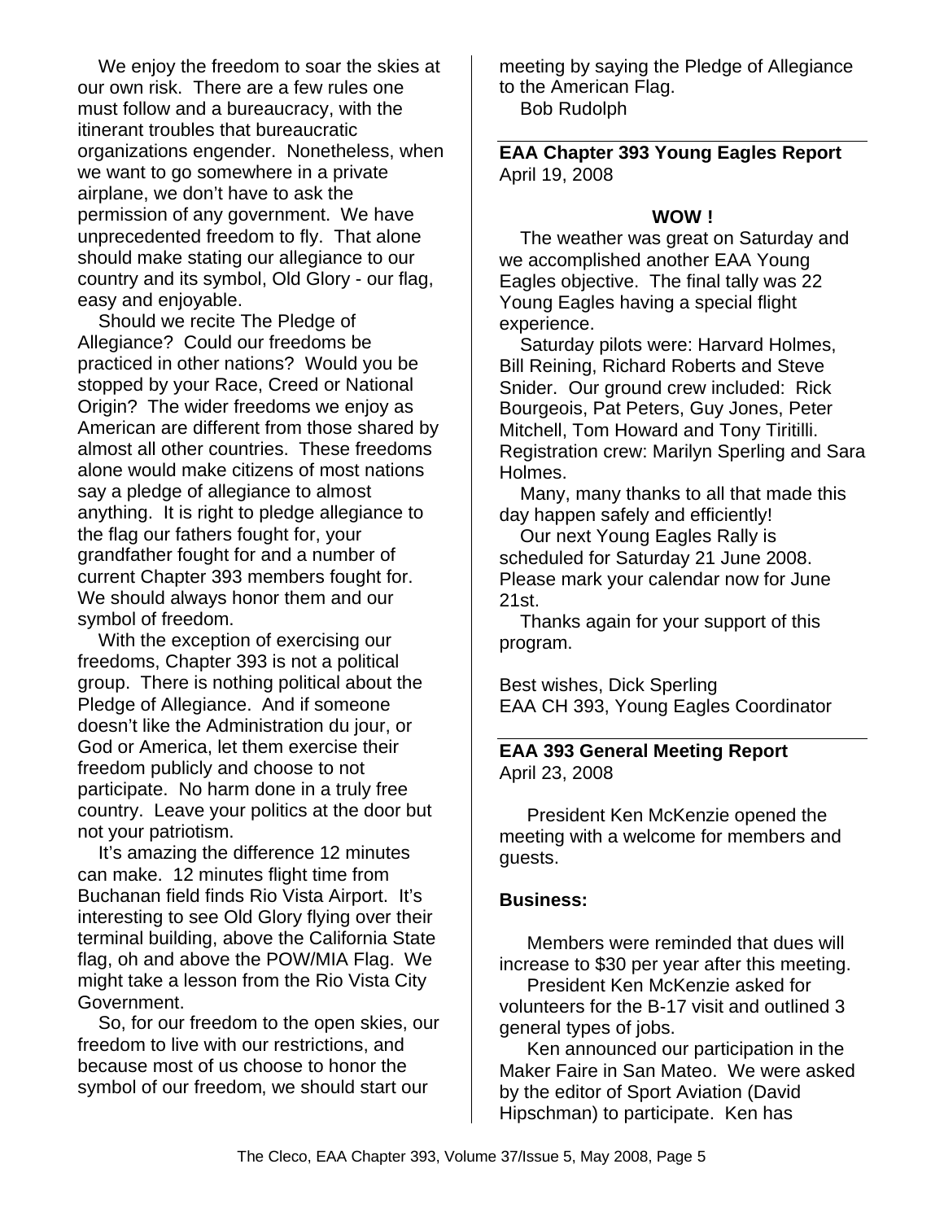We enjoy the freedom to soar the skies at our own risk. There are a few rules one must follow and a bureaucracy, with the itinerant troubles that bureaucratic organizations engender. Nonetheless, when we want to go somewhere in a private airplane, we don't have to ask the permission of any government. We have unprecedented freedom to fly. That alone should make stating our allegiance to our country and its symbol, Old Glory - our flag, easy and enjoyable.

Should we recite The Pledge of Allegiance? Could our freedoms be practiced in other nations? Would you be stopped by your Race, Creed or National Origin? The wider freedoms we enjoy as American are different from those shared by almost all other countries. These freedoms alone would make citizens of most nations say a pledge of allegiance to almost anything. It is right to pledge allegiance to the flag our fathers fought for, your grandfather fought for and a number of current Chapter 393 members fought for. We should always honor them and our symbol of freedom.

With the exception of exercising our freedoms, Chapter 393 is not a political group. There is nothing political about the Pledge of Allegiance. And if someone doesn't like the Administration du jour, or God or America, let them exercise their freedom publicly and choose to not participate. No harm done in a truly free country. Leave your politics at the door but not your patriotism.

It's amazing the difference 12 minutes can make. 12 minutes flight time from Buchanan field finds Rio Vista Airport. It's interesting to see Old Glory flying over their terminal building, above the California State flag, oh and above the POW/MIA Flag. We might take a lesson from the Rio Vista City Government.

So, for our freedom to the open skies, our freedom to live with our restrictions, and because most of us choose to honor the symbol of our freedom, we should start our meeting by saying the Pledge of Allegiance to the American Flag.

Bob Rudolph

---

**EAA Chapter 393 Young Eagles Report**
April 19, 2008

**WOW !**

The weather was great on Saturday and we accomplished another EAA Young Eagles objective. The final tally was 22 Young Eagles having a special flight experience.

Saturday pilots were: Harvard Holmes, Bill Reining, Richard Roberts and Steve Snider. Our ground crew included: Rick Bourgeois, Pat Peters, Guy Jones, Peter Mitchell, Tom Howard and Tony Tiritilli. Registration crew: Marilyn Sperling and Sara Holmes.

Many, many thanks to all that made this day happen safely and efficiently!

Our next Young Eagles Rally is scheduled for Saturday 21 June 2008. Please mark your calendar now for June 21st.

Thanks again for your support of this program.

Best wishes, Dick Sperling
EAA CH 393, Young Eagles Coordinator

---

**EAA 393 General Meeting Report**
April 23, 2008

President Ken McKenzie opened the meeting with a welcome for members and guests.

**Business:**

Members were reminded that dues will increase to $30 per year after this meeting.

President Ken McKenzie asked for volunteers for the B-17 visit and outlined 3 general types of jobs.

Ken announced our participation in the Maker Faire in San Mateo. We were asked by the editor of Sport Aviation (David Hipschman) to participate. Ken has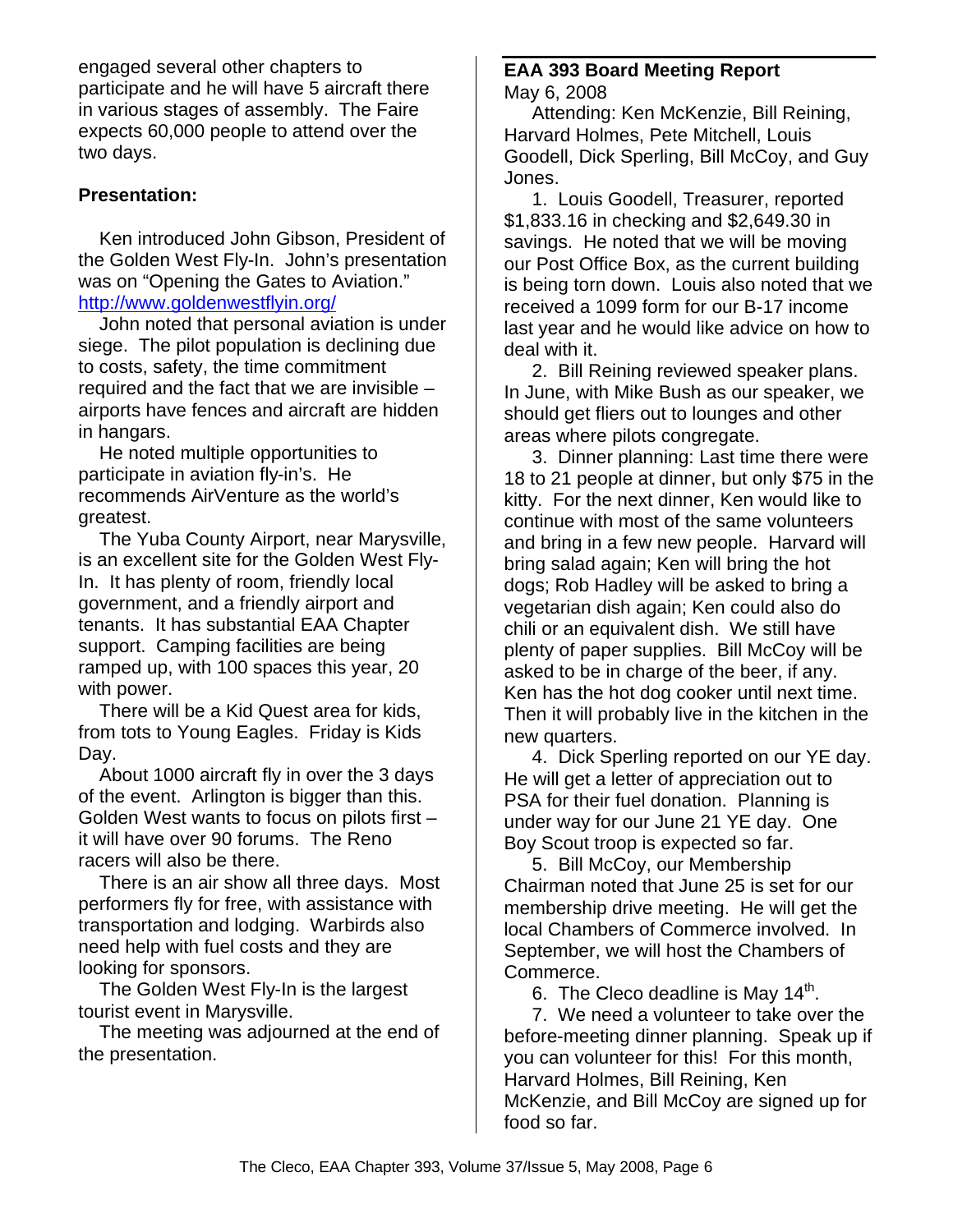engaged several other chapters to participate and he will have 5 aircraft there in various stages of assembly. The Faire expects 60,000 people to attend over the two days.

**Presentation:**

Ken introduced John Gibson, President of the Golden West Fly-In. John's presentation was on "Opening the Gates to Aviation." http://www.goldenwestflyin.org/

John noted that personal aviation is under siege. The pilot population is declining due to costs, safety, the time commitment required and the fact that we are invisible – airports have fences and aircraft are hidden in hangars.

He noted multiple opportunities to participate in aviation fly-in's. He recommends AirVenture as the world's greatest.

The Yuba County Airport, near Marysville, is an excellent site for the Golden West Fly-In. It has plenty of room, friendly local government, and a friendly airport and tenants. It has substantial EAA Chapter support. Camping facilities are being ramped up, with 100 spaces this year, 20 with power.

There will be a Kid Quest area for kids, from tots to Young Eagles. Friday is Kids Day.

About 1000 aircraft fly in over the 3 days of the event. Arlington is bigger than this. Golden West wants to focus on pilots first – it will have over 90 forums. The Reno racers will also be there.

There is an air show all three days. Most performers fly for free, with assistance with transportation and lodging. Warbirds also need help with fuel costs and they are looking for sponsors.

The Golden West Fly-In is the largest tourist event in Marysville.

The meeting was adjourned at the end of the presentation.

## EAA 393 Board Meeting Report

May 6, 2008

Attending: Ken McKenzie, Bill Reining, Harvard Holmes, Pete Mitchell, Louis Goodell, Dick Sperling, Bill McCoy, and Guy Jones.

1. Louis Goodell, Treasurer, reported $1,833.16 in checking and $2,649.30 in savings. He noted that we will be moving our Post Office Box, as the current building is being torn down. Louis also noted that we received a 1099 form for our B-17 income last year and he would like advice on how to deal with it.

2. Bill Reining reviewed speaker plans. In June, with Mike Bush as our speaker, we should get fliers out to lounges and other areas where pilots congregate.

3. Dinner planning: Last time there were 18 to 21 people at dinner, but only $75 in the kitty. For the next dinner, Ken would like to continue with most of the same volunteers and bring in a few new people. Harvard will bring salad again; Ken will bring the hot dogs; Rob Hadley will be asked to bring a vegetarian dish again; Ken could also do chili or an equivalent dish. We still have plenty of paper supplies. Bill McCoy will be asked to be in charge of the beer, if any. Ken has the hot dog cooker until next time. Then it will probably live in the kitchen in the new quarters.

4. Dick Sperling reported on our YE day. He will get a letter of appreciation out to PSA for their fuel donation. Planning is under way for our June 21 YE day. One Boy Scout troop is expected so far.

5. Bill McCoy, our Membership Chairman noted that June 25 is set for our membership drive meeting. He will get the local Chambers of Commerce involved. In September, we will host the Chambers of Commerce.

6. The Cleco deadline is May 14th.

7. We need a volunteer to take over the before-meeting dinner planning. Speak up if you can volunteer for this! For this month, Harvard Holmes, Bill Reining, Ken McKenzie, and Bill McCoy are signed up for food so far.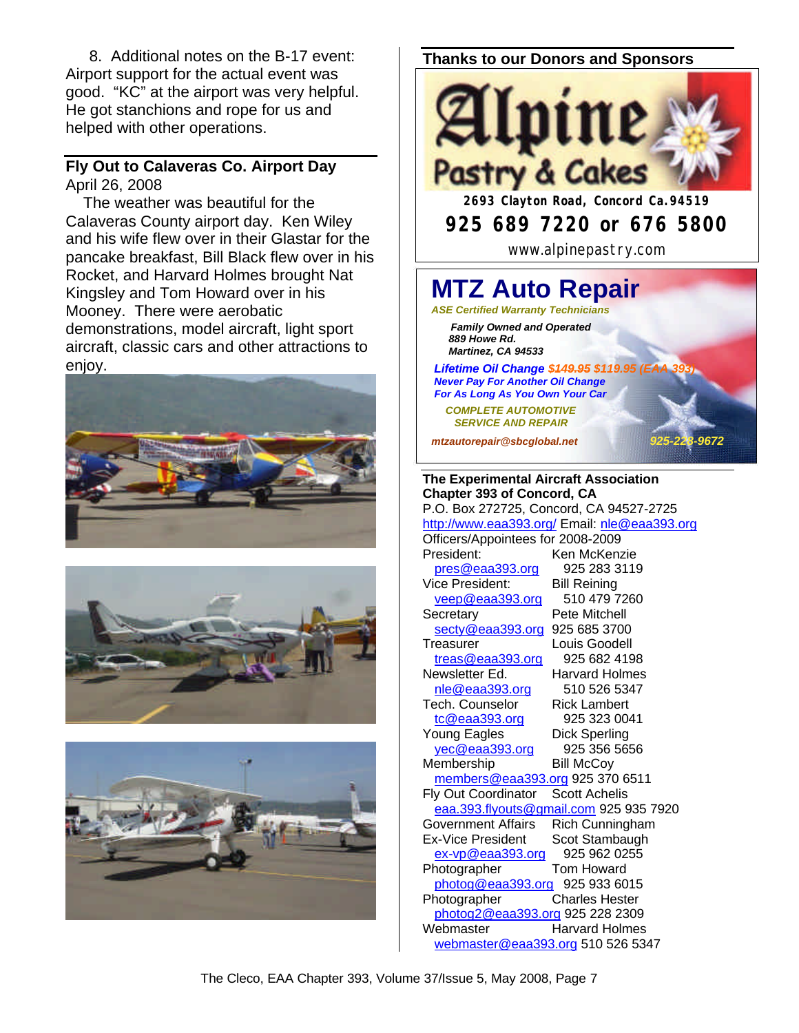8. Additional notes on the B-17 event: Airport support for the actual event was good. "KC" at the airport was very helpful. He got stanchions and rope for us and helped with other operations.

## Fly Out to Calaveras Co. Airport Day

April 26, 2008

The weather was beautiful for the Calaveras County airport day. Ken Wiley and his wife flew over in their Glastar for the pancake breakfast, Bill Black flew over in his Rocket, and Harvard Holmes brought Nat Kingsley and Tom Howard over in his Mooney. There were aerobatic demonstrations, model aircraft, light sport aircraft, classic cars and other attractions to enjoy.

## Thanks to our Donors and Sponsors

**Alpine Pastry & Cakes**
2693 Clayton Road, Concord Ca.94519
**925 689 7220 or 676 5800**
www.alpinepastry.com

**MTZ Auto Repair**
*ASE Certified Warranty Technicians*
*Family Owned and Operated*
*889 Howe Rd.*
*Martinez, CA 94533*
*Lifetime Oil Change ~~$149.95~~ $119.95 (EAA 393)*
*Never Pay For Another Oil Change*
*For As Long As You Own Your Car*
*COMPLETE AUTOMOTIVE SERVICE AND REPAIR*
*mtzautorepair@sbcglobal.net*
*925-228-9672*

**The Experimental Aircraft Association Chapter 393 of Concord, CA**
P.O. Box 272725, Concord, CA 94527-2725
http://www.eaa393.org/ Email: nle@eaa393.org
Officers/Appointees for 2008-2009

| Position | Name / Phone |
|---|---|
| President: | Ken McKenzie |
| pres@eaa393.org | 925 283 3119 |
| Vice President: | Bill Reining |
| veep@eaa393.org | 510 479 7260 |
| Secretary | Pete Mitchell |
| secty@eaa393.org | 925 685 3700 |
| Treasurer | Louis Goodell |
| treas@eaa393.org | 925 682 4198 |
| Newsletter Ed. | Harvard Holmes |
| nle@eaa393.org | 510 526 5347 |
| Tech. Counselor | Rick Lambert |
| tc@eaa393.org | 925 323 0041 |
| Young Eagles | Dick Sperling |
| yec@eaa393.org | 925 356 5656 |
| Membership | Bill McCoy |
| members@eaa393.org | 925 370 6511 |
| Fly Out Coordinator | Scott Achelis |
| eaa.393.flyouts@gmail.com | 925 935 7920 |
| Government Affairs | Rich Cunningham |
| Ex-Vice President | Scot Stambaugh |
| ex-vp@eaa393.org | 925 962 0255 |
| Photographer | Tom Howard |
| photog@eaa393.org | 925 933 6015 |
| Photographer | Charles Hester |
| photog2@eaa393.org | 925 228 2309 |
| Webmaster | Harvard Holmes |
| webmaster@eaa393.org | 510 526 5347 |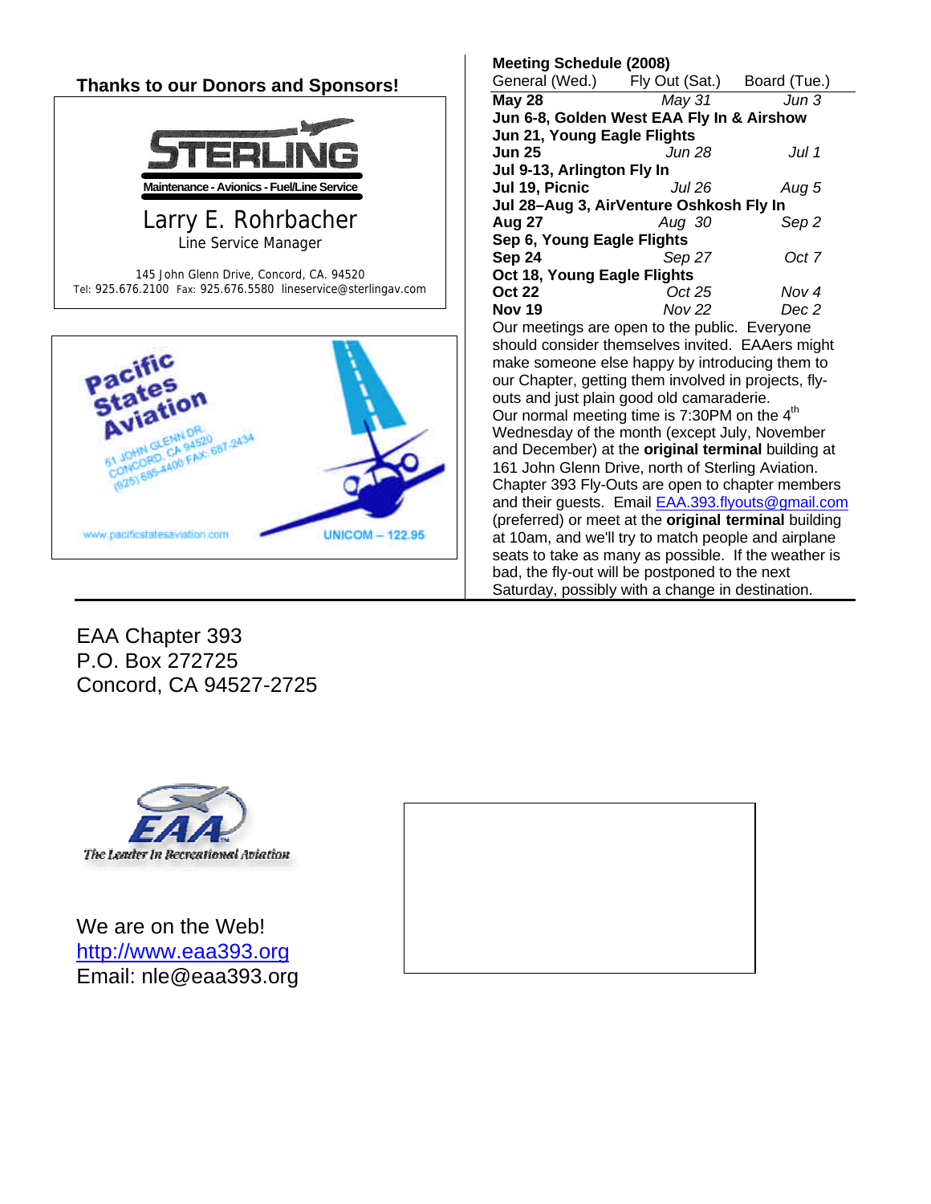## Thanks to our Donors and Sponsors!

**STERLING**

Maintenance - Avionics - Fuel/Line Service

Larry E. Rohrbacher
Line Service Manager

145 John Glenn Drive, Concord, CA. 94520
Tel: 925.676.2100 Fax: 925.676.5580 lineservice@sterlingav.com

Pacific States Aviation
51 JOHN GLENN DR.
CONCORD, CA 94520
(925) 685-4400 FAX: 687-2434
www.pacificstatesaviation.com
UNICOM – 122.95

**Meeting Schedule (2008)**

| General (Wed.) | Fly Out (Sat.) | Board (Tue.) |
|---|---|---|
| **May 28** | *May 31* | *Jun 3* |
| **Jun 6-8, Golden West EAA Fly In & Airshow** | | |
| **Jun 21, Young Eagle Flights** | | |
| **Jun 25** | *Jun 28* | *Jul 1* |
| **Jul 9-13, Arlington Fly In** | | |
| **Jul 19, Picnic** | *Jul 26* | *Aug 5* |
| **Jul 28–Aug 3, AirVenture Oshkosh Fly In** | | |
| **Aug 27** | *Aug 30* | *Sep 2* |
| **Sep 6, Young Eagle Flights** | | |
| **Sep 24** | *Sep 27* | *Oct 7* |
| **Oct 18, Young Eagle Flights** | | |
| **Oct 22** | *Oct 25* | *Nov 4* |
| **Nov 19** | *Nov 22* | *Dec 2* |

Our meetings are open to the public. Everyone should consider themselves invited. EAAers might make someone else happy by introducing them to our Chapter, getting them involved in projects, fly-outs and just plain good old camaraderie.

Our normal meeting time is 7:30PM on the 4th Wednesday of the month (except July, November and December) at the **original terminal** building at 161 John Glenn Drive, north of Sterling Aviation. Chapter 393 Fly-Outs are open to chapter members and their guests. Email EAA.393.flyouts@gmail.com (preferred) or meet at the **original terminal** building at 10am, and we'll try to match people and airplane seats to take as many as possible. If the weather is bad, the fly-out will be postponed to the next Saturday, possibly with a change in destination.

EAA Chapter 393
P.O. Box 272725
Concord, CA 94527-2725

EAA
The Leader In Recreational Aviation

We are on the Web!
http://www.eaa393.org
Email: nle@eaa393.org